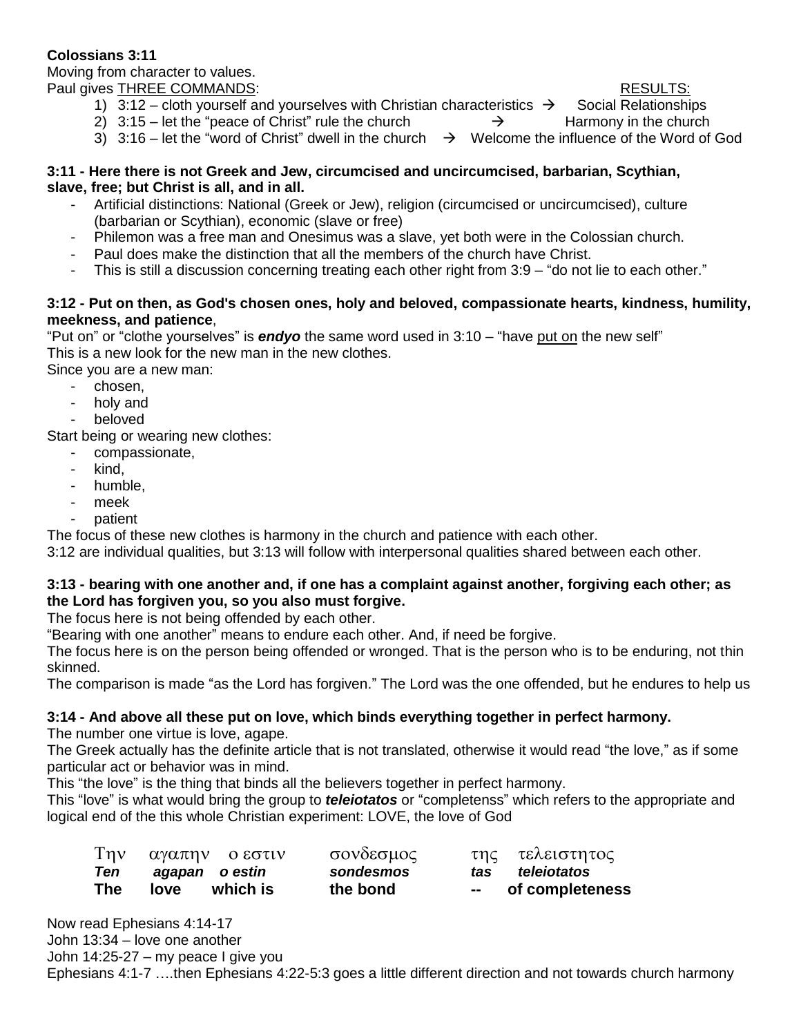**Colossians 3:11**

Moving from character to values.

Paul gives <u>THREE COMMANDS</u>: <u>RESULTS:</u>

1) 3:12 – cloth yourself and yourselves with Christian characteristics → Social Relationships
2) 3:15 – let the "peace of Christ" rule the church → Harmony in the church
3) 3:16 – let the "word of Christ" dwell in the church → Welcome the influence of the Word of God

**3:11 - Here there is not Greek and Jew, circumcised and uncircumcised, barbarian, Scythian, slave, free; but Christ is all, and in all.**

- Artificial distinctions: National (Greek or Jew), religion (circumcised or uncircumcised), culture (barbarian or Scythian), economic (slave or free)
- Philemon was a free man and Onesimus was a slave, yet both were in the Colossian church.
- Paul does make the distinction that all the members of the church have Christ.
- This is still a discussion concerning treating each other right from 3:9 – "do not lie to each other."

**3:12 - Put on then, as God's chosen ones, holy and beloved, compassionate hearts, kindness, humility, meekness, and patience**,

"Put on" or "clothe yourselves" is ***endyo*** the same word used in 3:10 – "have <u>put on</u> the new self"

This is a new look for the new man in the new clothes.

Since you are a new man:

- chosen,
- holy and
- beloved

Start being or wearing new clothes:

- compassionate,
- kind,
- humble,
- meek
- patient

The focus of these new clothes is harmony in the church and patience with each other.

3:12 are individual qualities, but 3:13 will follow with interpersonal qualities shared between each other.

**3:13 - bearing with one another and, if one has a complaint against another, forgiving each other; as the Lord has forgiven you, so you also must forgive.**

The focus here is not being offended by each other.

"Bearing with one another" means to endure each other. And, if need be forgive.

The focus here is on the person being offended or wronged. That is the person who is to be enduring, not thin skinned.

The comparison is made "as the Lord has forgiven." The Lord was the one offended, but he endures to help us

**3:14 - And above all these put on love, which binds everything together in perfect harmony.**

The number one virtue is love, agape.

The Greek actually has the definite article that is not translated, otherwise it would read "the love," as if some particular act or behavior was in mind.

This "the love" is the thing that binds all the believers together in perfect harmony.

This "love" is what would bring the group to ***teleiotatos*** or "completenss" which refers to the appropriate and logical end of the this whole Christian experiment: LOVE, the love of God

| Την | αγαπην | ο εστιν | σονδεσμος | της | τελειστητος |
|---|---|---|---|---|---|
| ***Ten*** | ***agapan*** | ***o estin*** | ***sondesmos*** | ***tas*** | ***teleiotatos*** |
| **The** | **love** | **which is** | **the bond** | **--** | **of completeness** |

Now read Ephesians 4:14-17

John 13:34 – love one another

John 14:25-27 – my peace I give you

Ephesians 4:1-7 ….then Ephesians 4:22-5:3 goes a little different direction and not towards church harmony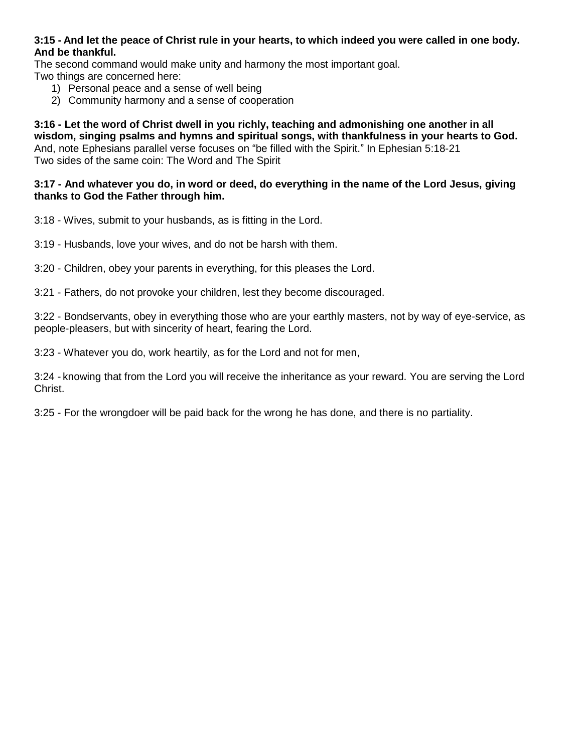**3:15 - And let the peace of Christ rule in your hearts, to which indeed you were called in one body. And be thankful.**

The second command would make unity and harmony the most important goal.
Two things are concerned here:

1) Personal peace and a sense of well being
2) Community harmony and a sense of cooperation

**3:16 - Let the word of Christ dwell in you richly, teaching and admonishing one another in all wisdom, singing psalms and hymns and spiritual songs, with thankfulness in your hearts to God.**

And, note Ephesians parallel verse focuses on "be filled with the Spirit." In Ephesian 5:18-21
Two sides of the same coin: The Word and The Spirit

**3:17 - And whatever you do, in word or deed, do everything in the name of the Lord Jesus, giving thanks to God the Father through him.**

3:18 - Wives, submit to your husbands, as is fitting in the Lord.

3:19 - Husbands, love your wives, and do not be harsh with them.

3:20 - Children, obey your parents in everything, for this pleases the Lord.

3:21 - Fathers, do not provoke your children, lest they become discouraged.

3:22 - Bondservants, obey in everything those who are your earthly masters, not by way of eye-service, as people-pleasers, but with sincerity of heart, fearing the Lord.

3:23 - Whatever you do, work heartily, as for the Lord and not for men,

3:24 - knowing that from the Lord you will receive the inheritance as your reward. You are serving the Lord Christ.

3:25 - For the wrongdoer will be paid back for the wrong he has done, and there is no partiality.